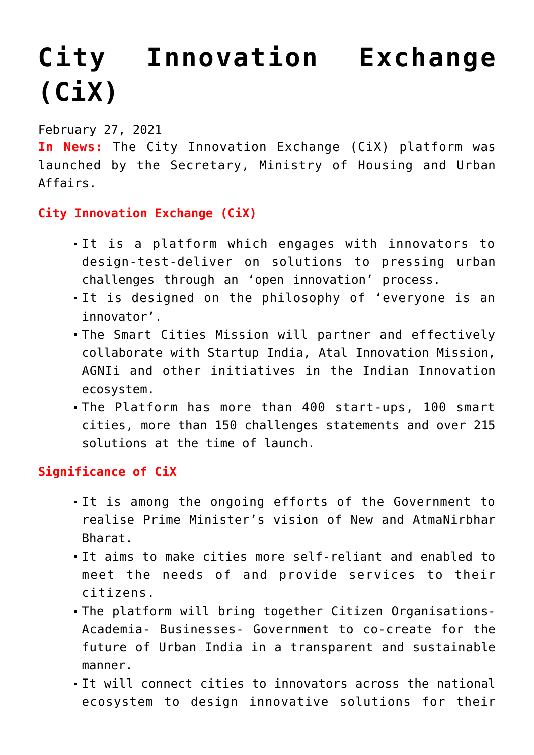# City Innovation Exchange (CiX)

February 27, 2021

**In News:** The City Innovation Exchange (CiX) platform was launched by the Secretary, Ministry of Housing and Urban Affairs.

### City Innovation Exchange (CiX)

- It is a platform which engages with innovators to design-test-deliver on solutions to pressing urban challenges through an 'open innovation' process.
- It is designed on the philosophy of 'everyone is an innovator'.
- The Smart Cities Mission will partner and effectively collaborate with Startup India, Atal Innovation Mission, AGNIi and other initiatives in the Indian Innovation ecosystem.
- The Platform has more than 400 start-ups, 100 smart cities, more than 150 challenges statements and over 215 solutions at the time of launch.

### Significance of CiX

- It is among the ongoing efforts of the Government to realise Prime Minister's vision of New and AtmaNirbhar Bharat.
- It aims to make cities more self-reliant and enabled to meet the needs of and provide services to their citizens.
- The platform will bring together Citizen Organisations- Academia- Businesses- Government to co-create for the future of Urban India in a transparent and sustainable manner.
- It will connect cities to innovators across the national ecosystem to design innovative solutions for their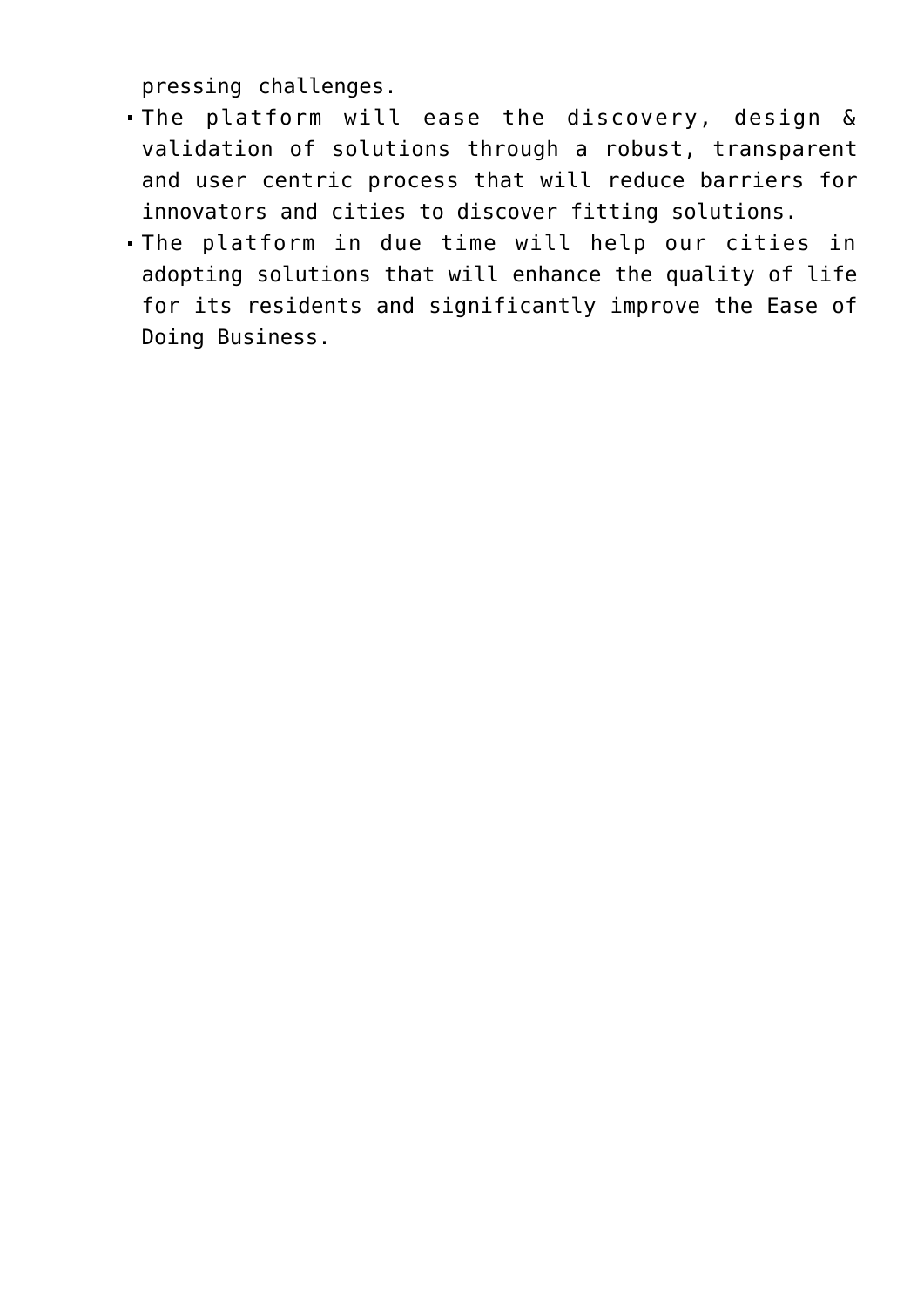pressing challenges.

- The platform will ease the discovery, design & validation of solutions through a robust, transparent and user centric process that will reduce barriers for innovators and cities to discover fitting solutions.
- The platform in due time will help our cities in adopting solutions that will enhance the quality of life for its residents and significantly improve the Ease of Doing Business.